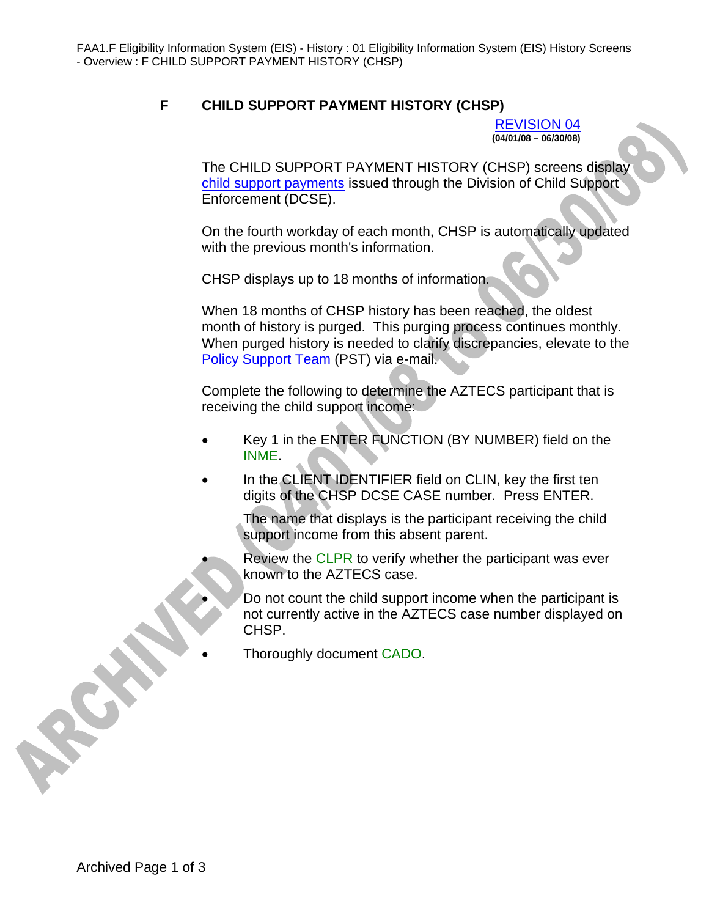## F CHILD SUPPORT PAYMENT HISTORY (CHSP)

REVISION 04
**(04/01/08 – 06/30/08)**

The CHILD SUPPORT PAYMENT HISTORY (CHSP) screens display child support payments issued through the Division of Child Support Enforcement (DCSE).

On the fourth workday of each month, CHSP is automatically updated with the previous month's information.

CHSP displays up to 18 months of information.

When 18 months of CHSP history has been reached, the oldest month of history is purged. This purging process continues monthly. When purged history is needed to clarify discrepancies, elevate to the Policy Support Team (PST) via e-mail.

Complete the following to determine the AZTECS participant that is receiving the child support income:

- Key 1 in the ENTER FUNCTION (BY NUMBER) field on the INME.
- In the CLIENT IDENTIFIER field on CLIN, key the first ten digits of the CHSP DCSE CASE number. Press ENTER.

  The name that displays is the participant receiving the child support income from this absent parent.
- Review the CLPR to verify whether the participant was ever known to the AZTECS case.
- Do not count the child support income when the participant is not currently active in the AZTECS case number displayed on CHSP.
- Thoroughly document CADO.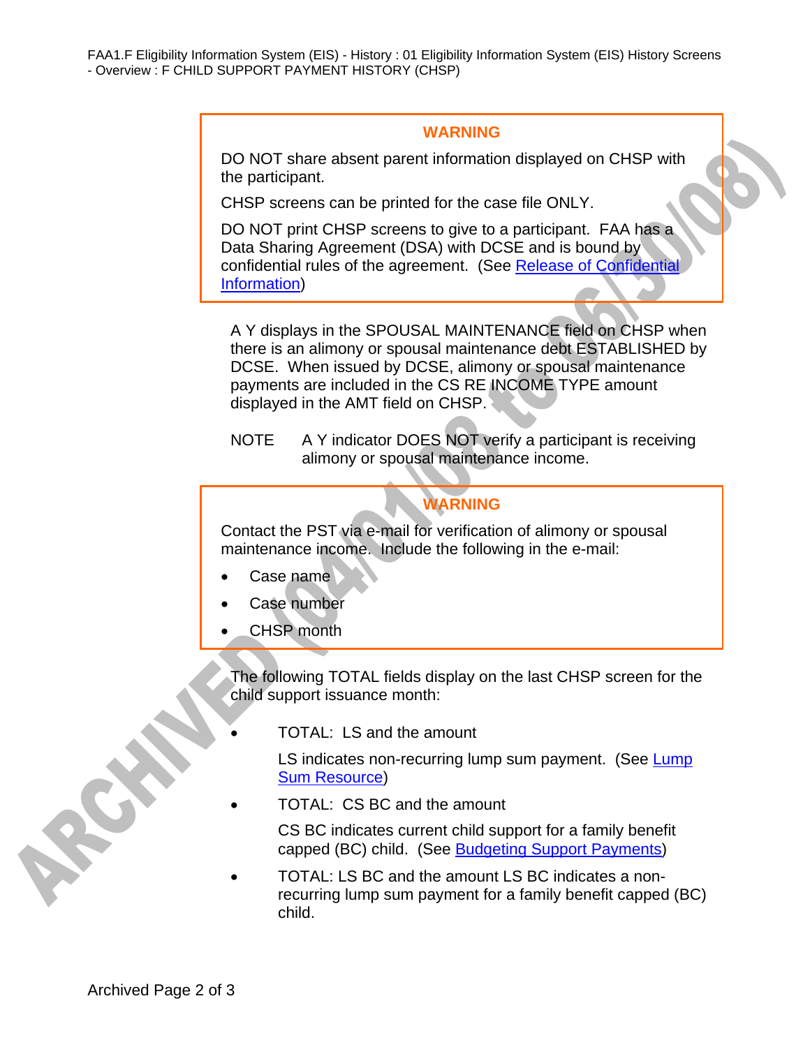**WARNING**

DO NOT share absent parent information displayed on CHSP with the participant.

CHSP screens can be printed for the case file ONLY.

DO NOT print CHSP screens to give to a participant. FAA has a Data Sharing Agreement (DSA) with DCSE and is bound by confidential rules of the agreement. (See Release of Confidential Information)

A Y displays in the SPOUSAL MAINTENANCE field on CHSP when there is an alimony or spousal maintenance debt ESTABLISHED by DCSE. When issued by DCSE, alimony or spousal maintenance payments are included in the CS RE INCOME TYPE amount displayed in the AMT field on CHSP.

NOTE A Y indicator DOES NOT verify a participant is receiving alimony or spousal maintenance income.

**WARNING**

Contact the PST via e-mail for verification of alimony or spousal maintenance income. Include the following in the e-mail:

- Case name
- Case number
- CHSP month

The following TOTAL fields display on the last CHSP screen for the child support issuance month:

- TOTAL: LS and the amount

  LS indicates non-recurring lump sum payment. (See Lump Sum Resource)

- TOTAL: CS BC and the amount

  CS BC indicates current child support for a family benefit capped (BC) child. (See Budgeting Support Payments)

- TOTAL: LS BC and the amount LS BC indicates a non-recurring lump sum payment for a family benefit capped (BC) child.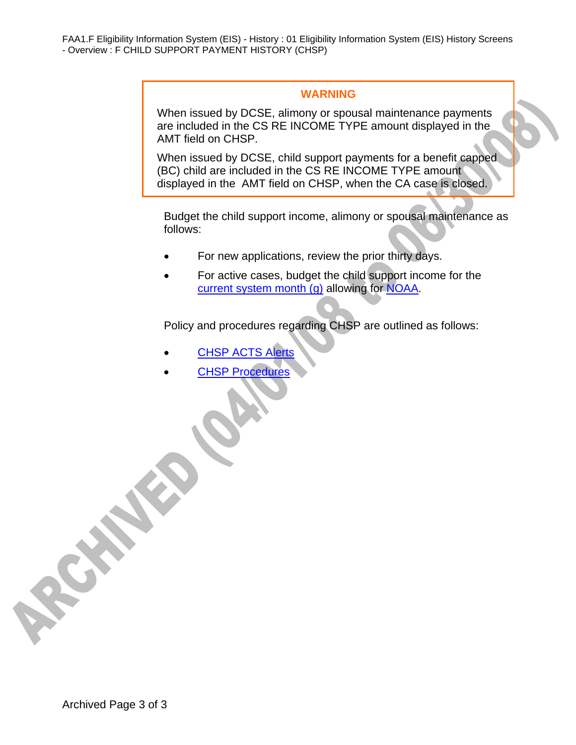**WARNING**

When issued by DCSE, alimony or spousal maintenance payments are included in the CS RE INCOME TYPE amount displayed in the AMT field on CHSP.

When issued by DCSE, child support payments for a benefit capped (BC) child are included in the CS RE INCOME TYPE amount displayed in the AMT field on CHSP, when the CA case is closed.

Budget the child support income, alimony or spousal maintenance as follows:

- For new applications, review the prior thirty days.
- For active cases, budget the child support income for the current system month (g) allowing for NOAA.

Policy and procedures regarding CHSP are outlined as follows:

- CHSP ACTS Alerts
- CHSP Procedures